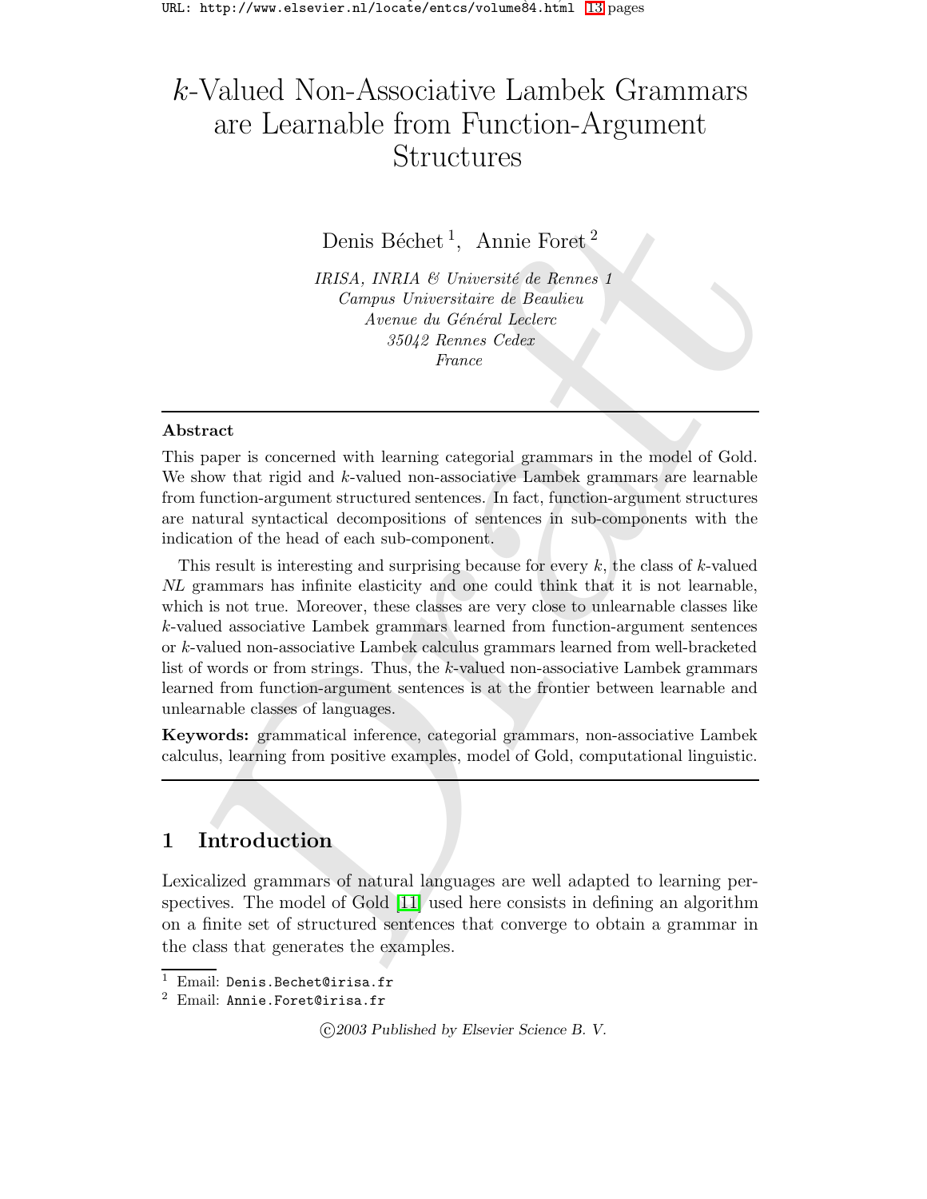# $k$-Valued Non-Associative Lambek Grammars are Learnable from Function-Argument Structures

Denis Béchet [1], Annie Foret [2]

*IRISA, INRIA & Université de Rennes 1*
*Campus Universitaire de Beaulieu*
*Avenue du Général Leclerc*
*35042 Rennes Cedex*
*France*

---

**Abstract**

This paper is concerned with learning categorial grammars in the model of Gold. We show that rigid and $k$-valued non-associative Lambek grammars are learnable from function-argument structured sentences. In fact, function-argument structures are natural syntactical decompositions of sentences in sub-components with the indication of the head of each sub-component.

This result is interesting and surprising because for every $k$, the class of $k$-valued *NL* grammars has infinite elasticity and one could think that it is not learnable, which is not true. Moreover, these classes are very close to unlearnable classes like $k$-valued associative Lambek grammars learned from function-argument sentences or $k$-valued non-associative Lambek calculus grammars learned from well-bracketed list of words or from strings. Thus, the $k$-valued non-associative Lambek grammars learned from function-argument sentences is at the frontier between learnable and unlearnable classes of languages.

**Keywords:** grammatical inference, categorial grammars, non-associative Lambek calculus, learning from positive examples, model of Gold, computational linguistic.

---

## 1 Introduction

Lexicalized grammars of natural languages are well adapted to learning perspectives. The model of Gold [11] used here consists in defining an algorithm on a finite set of structured sentences that converge to obtain a grammar in the class that generates the examples.

[1] Email: Denis.Bechet@irisa.fr

[2] Email: Annie.Foret@irisa.fr

©2003 Published by Elsevier Science B. V.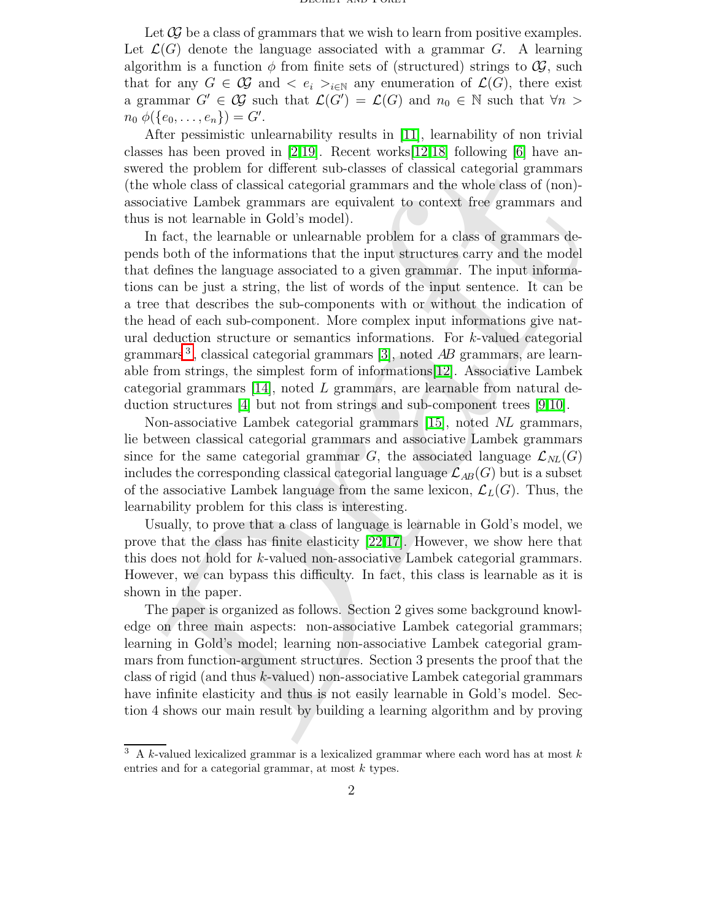Let $\mathcal{CG}$ be a class of grammars that we wish to learn from positive examples. Let $\mathcal{L}(G)$ denote the language associated with a grammar $G$. A learning algorithm is a function $\phi$ from finite sets of (structured) strings to $\mathcal{CG}$, such that for any $G \in \mathcal{CG}$ and $< e_i >_{i \in \mathbb{N}}$ any enumeration of $\mathcal{L}(G)$, there exist a grammar $G' \in \mathcal{CG}$ such that $\mathcal{L}(G') = \mathcal{L}(G)$ and $n_0 \in \mathbb{N}$ such that $\forall n > n_0 \; \phi(\{e_0, \ldots, e_n\}) = G'$.

After pessimistic unlearnability results in [11], learnability of non trivial classes has been proved in [2,19]. Recent works[12,18] following [6] have answered the problem for different sub-classes of classical categorial grammars (the whole class of classical categorial grammars and the whole class of (non)-associative Lambek grammars are equivalent to context free grammars and thus is not learnable in Gold's model).

In fact, the learnable or unlearnable problem for a class of grammars depends both of the informations that the input structures carry and the model that defines the language associated to a given grammar. The input informations can be just a string, the list of words of the input sentence. It can be a tree that describes the sub-components with or without the indication of the head of each sub-component. More complex input informations give natural deduction structure or semantics informations. For $k$-valued categorial grammars[3], classical categorial grammars [3], noted *AB* grammars, are learnable from strings, the simplest form of informations[12]. Associative Lambek categorial grammars [14], noted $L$ grammars, are learnable from natural deduction structures [4] but not from strings and sub-component trees [9,10].

Non-associative Lambek categorial grammars [15], noted *NL* grammars, lie between classical categorial grammars and associative Lambek grammars since for the same categorial grammar $G$, the associated language $\mathcal{L}_{NL}(G)$ includes the corresponding classical categorial language $\mathcal{L}_{AB}(G)$ but is a subset of the associative Lambek language from the same lexicon, $\mathcal{L}_L(G)$. Thus, the learnability problem for this class is interesting.

Usually, to prove that a class of language is learnable in Gold's model, we prove that the class has finite elasticity [22,17]. However, we show here that this does not hold for $k$-valued non-associative Lambek categorial grammars. However, we can bypass this difficulty. In fact, this class is learnable as it is shown in the paper.

The paper is organized as follows. Section 2 gives some background knowledge on three main aspects: non-associative Lambek categorial grammars; learning in Gold's model; learning non-associative Lambek categorial grammars from function-argument structures. Section 3 presents the proof that the class of rigid (and thus $k$-valued) non-associative Lambek categorial grammars have infinite elasticity and thus is not easily learnable in Gold's model. Section 4 shows our main result by building a learning algorithm and by proving

[3] A $k$-valued lexicalized grammar is a lexicalized grammar where each word has at most $k$ entries and for a categorial grammar, at most $k$ types.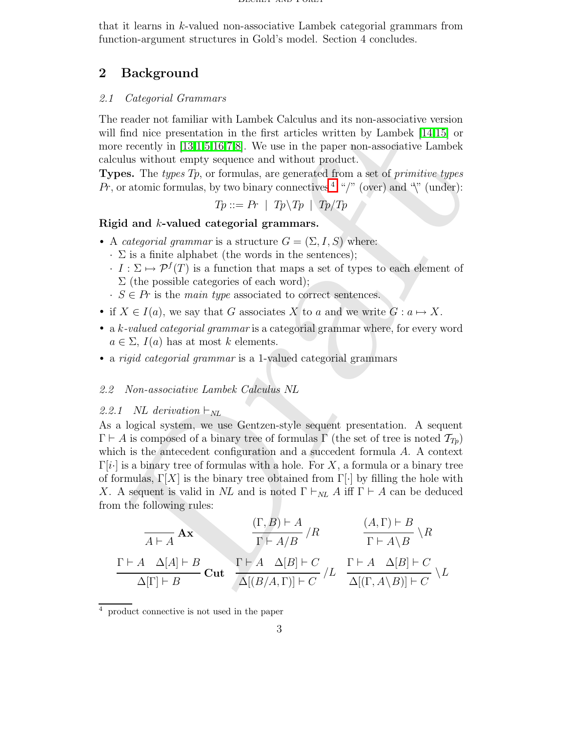that it learns in $k$-valued non-associative Lambek categorial grammars from function-argument structures in Gold's model. Section 4 concludes.

## 2 Background

### *2.1 Categorial Grammars*

The reader not familiar with Lambek Calculus and its non-associative version will find nice presentation in the first articles written by Lambek [14,15] or more recently in [13,1,5,16,7,8]. We use in the paper non-associative Lambek calculus without empty sequence and without product.

**Types.** The *types* $Tp$, or formulas, are generated from a set of *primitive types* $Pr$, or atomic formulas, by two binary connectives[4] "/" (over) and "\" (under):

$$Tp ::= Pr \mid Tp \backslash Tp \mid Tp/Tp$$

**Rigid and $k$-valued categorial grammars.**

- A *categorial grammar* is a structure $G = (\Sigma, I, S)$ where:
  - · $\Sigma$ is a finite alphabet (the words in the sentences);
  - · $I : \Sigma \mapsto \mathcal{P}^f(T)$ is a function that maps a set of types to each element of $\Sigma$ (the possible categories of each word);
  - · $S \in Pr$ is the *main type* associated to correct sentences.
- if $X \in I(a)$, we say that $G$ associates $X$ to $a$ and we write $G : a \mapsto X$.
- a *$k$-valued categorial grammar* is a categorial grammar where, for every word $a \in \Sigma$, $I(a)$ has at most $k$ elements.
- a *rigid categorial grammar* is a 1-valued categorial grammars

### *2.2 Non-associative Lambek Calculus NL*

#### *2.2.1 NL derivation $\vdash_{NL}$*

As a logical system, we use Gentzen-style sequent presentation. A sequent $\Gamma \vdash A$ is composed of a binary tree of formulas $\Gamma$ (the set of tree is noted $\mathcal{T}_{Tp}$) which is the antecedent configuration and a succedent formula $A$. A context $\Gamma[i\cdot]$ is a binary tree of formulas with a hole. For $X$, a formula or a binary tree of formulas, $\Gamma[X]$ is the binary tree obtained from $\Gamma[\cdot]$ by filling the hole with $X$. A sequent is valid in *NL* and is noted $\Gamma \vdash_{NL} A$ iff $\Gamma \vdash A$ can be deduced from the following rules:

$$\frac{}{A \vdash A}\,\mathbf{Ax} \qquad \frac{(\Gamma, B) \vdash A}{\Gamma \vdash A/B}\,/R \qquad \frac{(A, \Gamma) \vdash B}{\Gamma \vdash A\backslash B}\,\backslash R$$

$$\frac{\Gamma \vdash A \quad \Delta[A] \vdash B}{\Delta[\Gamma] \vdash B}\,\mathbf{Cut} \qquad \frac{\Gamma \vdash A \quad \Delta[B] \vdash C}{\Delta[(B/A, \Gamma)] \vdash C}\,/L \qquad \frac{\Gamma \vdash A \quad \Delta[B] \vdash C}{\Delta[(\Gamma, A\backslash B)] \vdash C}\,\backslash L$$

[4] product connective is not used in the paper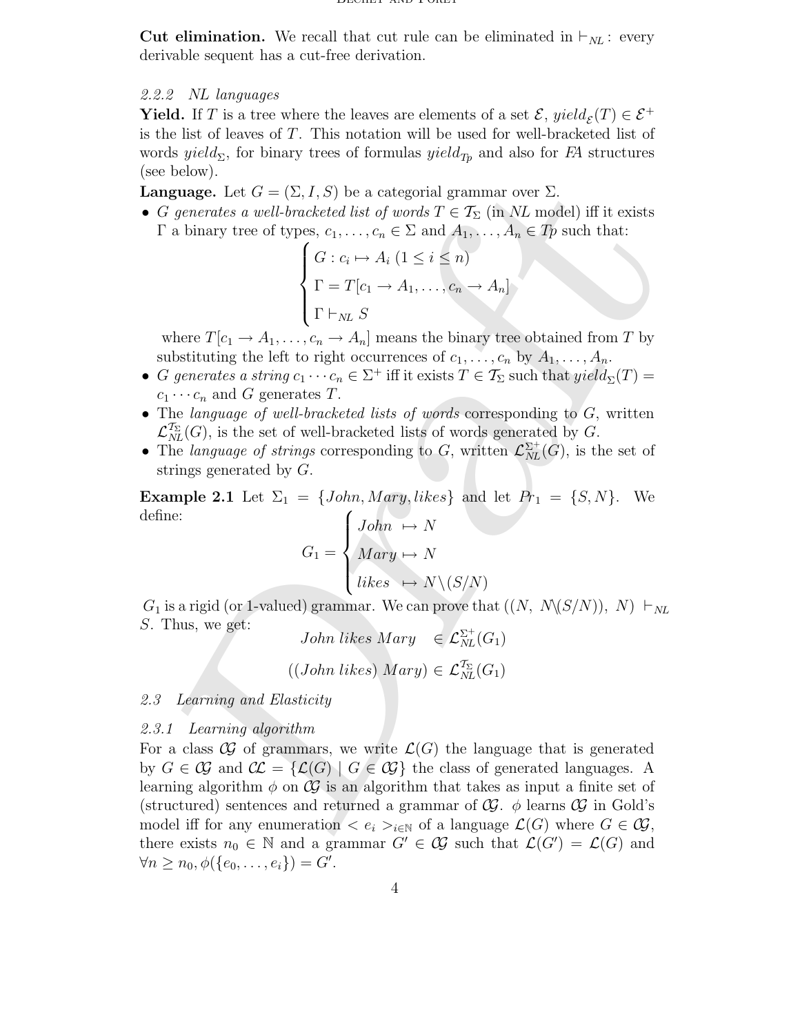**Cut elimination.** We recall that cut rule can be eliminated in $\vdash_{NL}$: every derivable sequent has a cut-free derivation.

#### 2.2.2 NL languages

**Yield.** If $T$ is a tree where the leaves are elements of a set $\mathcal{E}$, $yield_{\mathcal{E}}(T) \in \mathcal{E}^+$ is the list of leaves of $T$. This notation will be used for well-bracketed list of words $yield_\Sigma$, for binary trees of formulas $yield_{Tp}$ and also for *FA* structures (see below).

**Language.** Let $G = (\Sigma, I, S)$ be a categorial grammar over $\Sigma$.

- *G generates a well-bracketed list of words* $T \in \mathcal{T}_\Sigma$ (in *NL* model) iff it exists $\Gamma$ a binary tree of types, $c_1, \ldots, c_n \in \Sigma$ and $A_1, \ldots, A_n \in Tp$ such that:
$$\begin{cases} G : c_i \mapsto A_i \ (1 \leq i \leq n) \\ \Gamma = T[c_1 \rightarrow A_1, \ldots, c_n \rightarrow A_n] \\ \Gamma \vdash_{NL} S \end{cases}$$
where $T[c_1 \rightarrow A_1, \ldots, c_n \rightarrow A_n]$ means the binary tree obtained from $T$ by substituting the left to right occurrences of $c_1, \ldots, c_n$ by $A_1, \ldots, A_n$.
- *G generates a string* $c_1 \cdots c_n \in \Sigma^+$ iff it exists $T \in \mathcal{T}_\Sigma$ such that $yield_\Sigma(T) = c_1 \cdots c_n$ and $G$ generates $T$.
- The *language of well-bracketed lists of words* corresponding to $G$, written $\mathcal{L}_{NL}^{\mathcal{T}_\Sigma}(G)$, is the set of well-bracketed lists of words generated by $G$.
- The *language of strings* corresponding to $G$, written $\mathcal{L}_{NL}^{\Sigma^+}(G)$, is the set of strings generated by $G$.

**Example 2.1** Let $\Sigma_1 = \{John, Mary, likes\}$ and let $Pr_1 = \{S, N\}$. We define:
$$G_1 = \begin{cases} John \ \mapsto N \\ Mary \mapsto N \\ likes \ \mapsto N\backslash(S/N) \end{cases}$$
$G_1$ is a rigid (or 1-valued) grammar. We can prove that $((N,\ N\backslash(S/N)),\ N) \vdash_{NL} S$. Thus, we get:
$$John\ likes\ Mary \quad \in \mathcal{L}_{NL}^{\Sigma^+}(G_1)$$
$$((John\ likes)\ Mary) \in \mathcal{L}_{NL}^{\mathcal{T}_\Sigma}(G_1)$$

### 2.3 Learning and Elasticity

#### 2.3.1 Learning algorithm

For a class $\mathcal{CG}$ of grammars, we write $\mathcal{L}(G)$ the language that is generated by $G \in \mathcal{CG}$ and $\mathcal{CL} = \{\mathcal{L}(G) \mid G \in \mathcal{CG}\}$ the class of generated languages. A learning algorithm $\phi$ on $\mathcal{CG}$ is an algorithm that takes as input a finite set of (structured) sentences and returned a grammar of $\mathcal{CG}$. $\phi$ learns $\mathcal{CG}$ in Gold's model iff for any enumeration $< e_i >_{i \in \mathbb{N}}$ of a language $\mathcal{L}(G)$ where $G \in \mathcal{CG}$, there exists $n_0 \in \mathbb{N}$ and a grammar $G' \in \mathcal{CG}$ such that $\mathcal{L}(G') = \mathcal{L}(G)$ and $\forall n \geq n_0, \phi(\{e_0, \ldots, e_i\}) = G'$.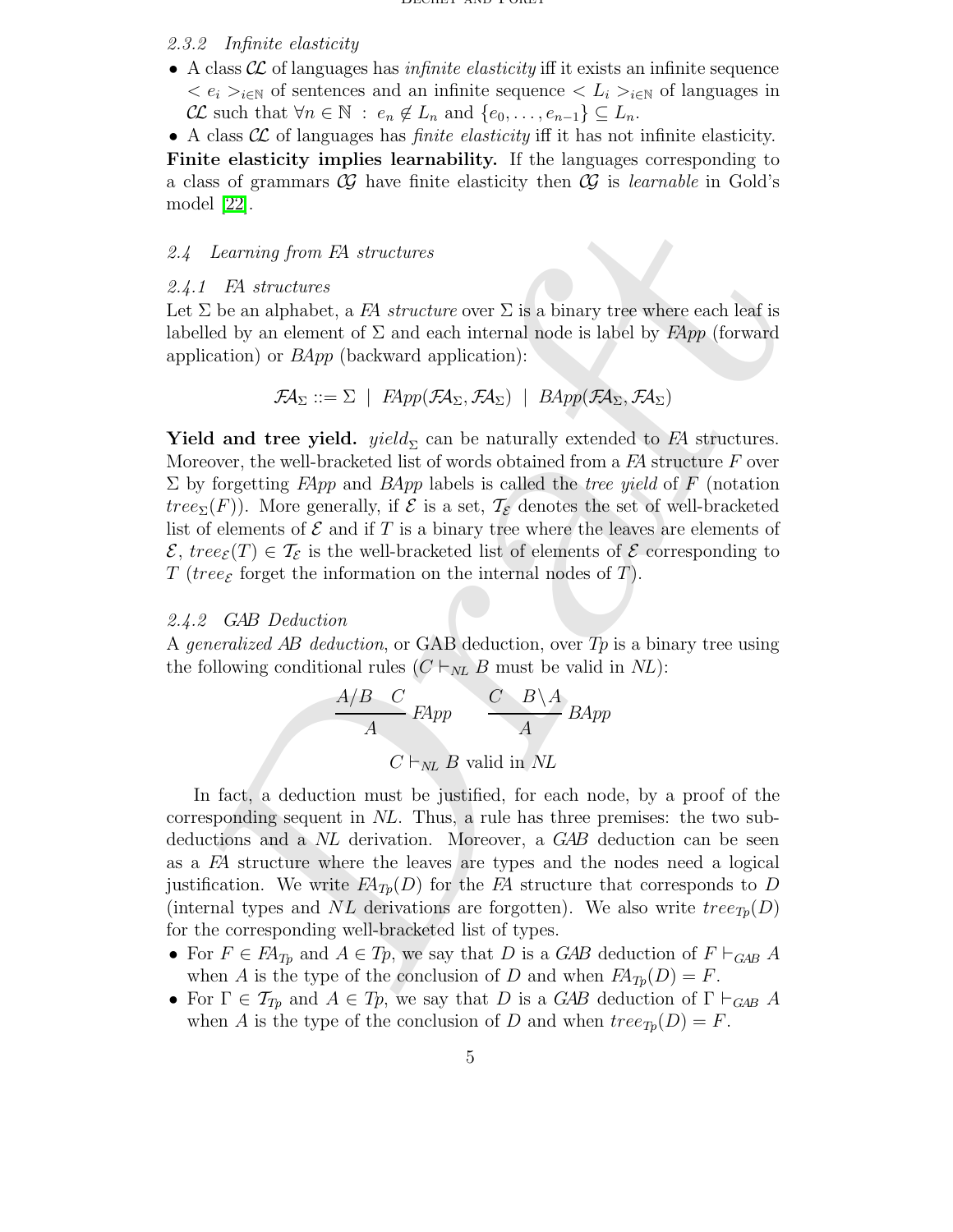#### 2.3.2 *Infinite elasticity*

- A class $\mathcal{CL}$ of languages has *infinite elasticity* iff it exists an infinite sequence $< e_i >_{i \in \mathbb{N}}$ of sentences and an infinite sequence $< L_i >_{i \in \mathbb{N}}$ of languages in $\mathcal{CL}$ such that $\forall n \in \mathbb{N} \; : \; e_n \notin L_n$ and $\{e_0, \ldots, e_{n-1}\} \subseteq L_n$.
- A class $\mathcal{CL}$ of languages has *finite elasticity* iff it has not infinite elasticity.

**Finite elasticity implies learnability.** If the languages corresponding to a class of grammars $\mathcal{CG}$ have finite elasticity then $\mathcal{CG}$ is *learnable* in Gold's model [22].

### 2.4 *Learning from FA structures*

#### 2.4.1 *FA structures*

Let $\Sigma$ be an alphabet, a *FA structure* over $\Sigma$ is a binary tree where each leaf is labelled by an element of $\Sigma$ and each internal node is label by *FApp* (forward application) or *BApp* (backward application):

$$\mathcal{FA}_\Sigma ::= \Sigma \;\mid\; FApp(\mathcal{FA}_\Sigma, \mathcal{FA}_\Sigma) \;\mid\; BApp(\mathcal{FA}_\Sigma, \mathcal{FA}_\Sigma)$$

**Yield and tree yield.** $yield_\Sigma$ can be naturally extended to *FA* structures. Moreover, the well-bracketed list of words obtained from a *FA* structure $F$ over $\Sigma$ by forgetting *FApp* and *BApp* labels is called the *tree yield* of $F$ (notation $tree_\Sigma(F)$). More generally, if $\mathcal{E}$ is a set, $\mathcal{T}_\mathcal{E}$ denotes the set of well-bracketed list of elements of $\mathcal{E}$ and if $T$ is a binary tree where the leaves are elements of $\mathcal{E}$, $tree_\mathcal{E}(T) \in \mathcal{T}_\mathcal{E}$ is the well-bracketed list of elements of $\mathcal{E}$ corresponding to $T$ ($tree_\mathcal{E}$ forget the information on the internal nodes of $T$).

#### 2.4.2 *GAB Deduction*

A *generalized AB deduction*, or GAB deduction, over $Tp$ is a binary tree using the following conditional rules ($C \vdash_{NL} B$ must be valid in *NL*):

$$\frac{A/B \quad C}{A}\, FApp \qquad \frac{C \quad B\backslash A}{A}\, BApp$$

$$C \vdash_{NL} B \text{ valid in } NL$$

In fact, a deduction must be justified, for each node, by a proof of the corresponding sequent in *NL*. Thus, a rule has three premises: the two sub-deductions and a *NL* derivation. Moreover, a *GAB* deduction can be seen as a *FA* structure where the leaves are types and the nodes need a logical justification. We write $FA_{Tp}(D)$ for the *FA* structure that corresponds to $D$ (internal types and $NL$ derivations are forgotten). We also write $tree_{Tp}(D)$ for the corresponding well-bracketed list of types.

- For $F \in FA_{Tp}$ and $A \in Tp$, we say that $D$ is a *GAB* deduction of $F \vdash_{GAB} A$ when $A$ is the type of the conclusion of $D$ and when $FA_{Tp}(D) = F$.
- For $\Gamma \in \mathcal{T}_{Tp}$ and $A \in Tp$, we say that $D$ is a *GAB* deduction of $\Gamma \vdash_{GAB} A$ when $A$ is the type of the conclusion of $D$ and when $tree_{Tp}(D) = F$.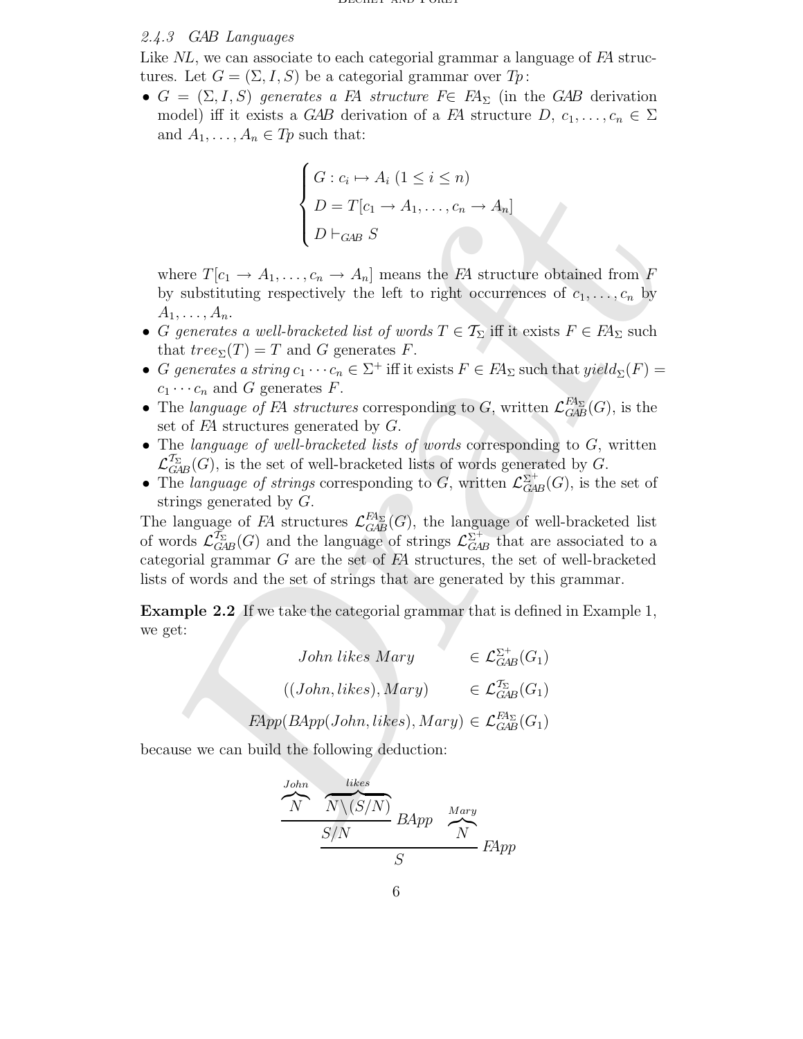### 2.4.3 GAB Languages

Like *NL*, we can associate to each categorial grammar a language of *FA* structures. Let $G = (\Sigma, I, S)$ be a categorial grammar over $Tp$:

- $G = (\Sigma, I, S)$ *generates a FA structure* $F \in FA_\Sigma$ (in the *GAB* derivation model) iff it exists a *GAB* derivation of a *FA* structure $D$, $c_1, \ldots, c_n \in \Sigma$ and $A_1, \ldots, A_n \in Tp$ such that:

$$\begin{cases} G : c_i \mapsto A_i \ (1 \leq i \leq n) \\ D = T[c_1 \to A_1, \ldots, c_n \to A_n] \\ D \vdash_{GAB} S \end{cases}$$

  where $T[c_1 \to A_1, \ldots, c_n \to A_n]$ means the *FA* structure obtained from $F$ by substituting respectively the left to right occurrences of $c_1, \ldots, c_n$ by $A_1, \ldots, A_n$.
- $G$ *generates a well-bracketed list of words* $T \in \mathcal{T}_\Sigma$ iff it exists $F \in FA_\Sigma$ such that $tree_\Sigma(T) = T$ and $G$ generates $F$.
- $G$ *generates a string* $c_1 \cdots c_n \in \Sigma^+$ iff it exists $F \in FA_\Sigma$ such that $yield_\Sigma(F) = c_1 \cdots c_n$ and $G$ generates $F$.
- The *language of FA structures* corresponding to $G$, written $\mathcal{L}^{FA_\Sigma}_{GAB}(G)$, is the set of *FA* structures generated by $G$.
- The *language of well-bracketed lists of words* corresponding to $G$, written $\mathcal{L}^{\mathcal{T}_\Sigma}_{GAB}(G)$, is the set of well-bracketed lists of words generated by $G$.
- The *language of strings* corresponding to $G$, written $\mathcal{L}^{\Sigma^+}_{GAB}(G)$, is the set of strings generated by $G$.

The language of *FA* structures $\mathcal{L}^{FA_\Sigma}_{GAB}(G)$, the language of well-bracketed list of words $\mathcal{L}^{\mathcal{T}_\Sigma}_{GAB}(G)$ and the language of strings $\mathcal{L}^{\Sigma^+}_{GAB}$ that are associated to a categorial grammar $G$ are the set of *FA* structures, the set of well-bracketed lists of words and the set of strings that are generated by this grammar.

**Example 2.2** If we take the categorial grammar that is defined in Example 1, we get:

$$\begin{array}{rl} John\ likes\ Mary & \in \mathcal{L}^{\Sigma^+}_{GAB}(G_1) \\ ((John, likes), Mary) & \in \mathcal{L}^{\mathcal{T}_\Sigma}_{GAB}(G_1) \\ FApp(BApp(John, likes), Mary) & \in \mathcal{L}^{FA_\Sigma}_{GAB}(G_1) \end{array}$$

because we can build the following deduction:

$$\dfrac{\dfrac{\overbrace{N}^{John} \quad \overbrace{N\backslash(S/N)}^{likes}}{S/N}\ BApp \quad \overbrace{N}^{Mary}}{S}\ FApp$$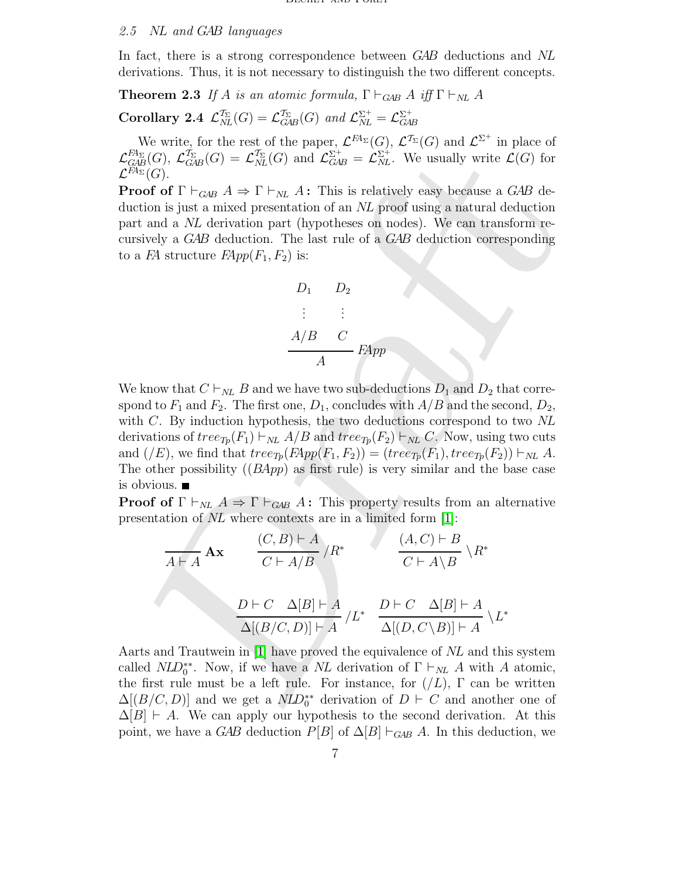*2.5 NL and GAB languages*

In fact, there is a strong correspondence between *GAB* deductions and *NL* derivations. Thus, it is not necessary to distinguish the two different concepts.

**Theorem 2.3** *If $A$ is an atomic formula, $\Gamma \vdash_{GAB} A$ iff $\Gamma \vdash_{NL} A$*

**Corollary 2.4** $\mathcal{L}^{\mathcal{T}_\Sigma}_{NL}(G) = \mathcal{L}^{\mathcal{T}_\Sigma}_{GAB}(G)$ *and* $\mathcal{L}^{\Sigma^+}_{NL} = \mathcal{L}^{\Sigma^+}_{GAB}$

We write, for the rest of the paper, $\mathcal{L}^{FA_\Sigma}(G)$, $\mathcal{L}^{\mathcal{T}_\Sigma}(G)$ and $\mathcal{L}^{\Sigma^+}$ in place of $\mathcal{L}^{FA_\Sigma}_{GAB}(G)$, $\mathcal{L}^{\mathcal{T}_\Sigma}_{GAB}(G) = \mathcal{L}^{\mathcal{T}_\Sigma}_{NL}(G)$ and $\mathcal{L}^{\Sigma^+}_{GAB} = \mathcal{L}^{\Sigma^+}_{NL}$. We usually write $\mathcal{L}(G)$ for $\mathcal{L}^{FA_\Sigma}(G)$.

**Proof of $\Gamma \vdash_{GAB} A \Rightarrow \Gamma \vdash_{NL} A$:** This is relatively easy because a *GAB* deduction is just a mixed presentation of an *NL* proof using a natural deduction part and a *NL* derivation part (hypotheses on nodes). We can transform recursively a *GAB* deduction. The last rule of a *GAB* deduction corresponding to a *FA* structure $FApp(F_1, F_2)$ is:

$$\dfrac{\begin{matrix} D_1 & D_2 \\ \vdots & \vdots \\ A/B & C \end{matrix}}{A}\ FApp$$

We know that $C \vdash_{NL} B$ and we have two sub-deductions $D_1$ and $D_2$ that correspond to $F_1$ and $F_2$. The first one, $D_1$, concludes with $A/B$ and the second, $D_2$, with $C$. By induction hypothesis, the two deductions correspond to two *NL* derivations of $tree_{Tp}(F_1) \vdash_{NL} A/B$ and $tree_{Tp}(F_2) \vdash_{NL} C$. Now, using two cuts and $(/E)$, we find that $tree_{Tp}(FApp(F_1, F_2)) = (tree_{Tp}(F_1), tree_{Tp}(F_2)) \vdash_{NL} A$. The other possibility ($(BApp)$ as first rule) is very similar and the base case is obvious. ■

**Proof of $\Gamma \vdash_{NL} A \Rightarrow \Gamma \vdash_{GAB} A$:** This property results from an alternative presentation of *NL* where contexts are in a limited form [1]:

$$\dfrac{}{A \vdash A}\ \mathbf{Ax} \qquad \dfrac{(C, B) \vdash A}{C \vdash A/B}\ /R^* \qquad \dfrac{(A, C) \vdash B}{C \vdash A\backslash B}\ \backslash R^*$$

$$\dfrac{D \vdash C \quad \Delta[B] \vdash A}{\Delta[(B/C, D)] \vdash A}\ /L^* \quad \dfrac{D \vdash C \quad \Delta[B] \vdash A}{\Delta[(D, C\backslash B)] \vdash A}\ \backslash L^*$$

Aarts and Trautwein in [1] have proved the equivalence of *NL* and this system called $NLD_0^{**}$. Now, if we have a *NL* derivation of $\Gamma \vdash_{NL} A$ with $A$ atomic, the first rule must be a left rule. For instance, for $(/L)$, $\Gamma$ can be written $\Delta[(B/C, D)]$ and we get a $NLD_0^{**}$ derivation of $D \vdash C$ and another one of $\Delta[B] \vdash A$. We can apply our hypothesis to the second derivation. At this point, we have a *GAB* deduction $P[B]$ of $\Delta[B] \vdash_{GAB} A$. In this deduction, we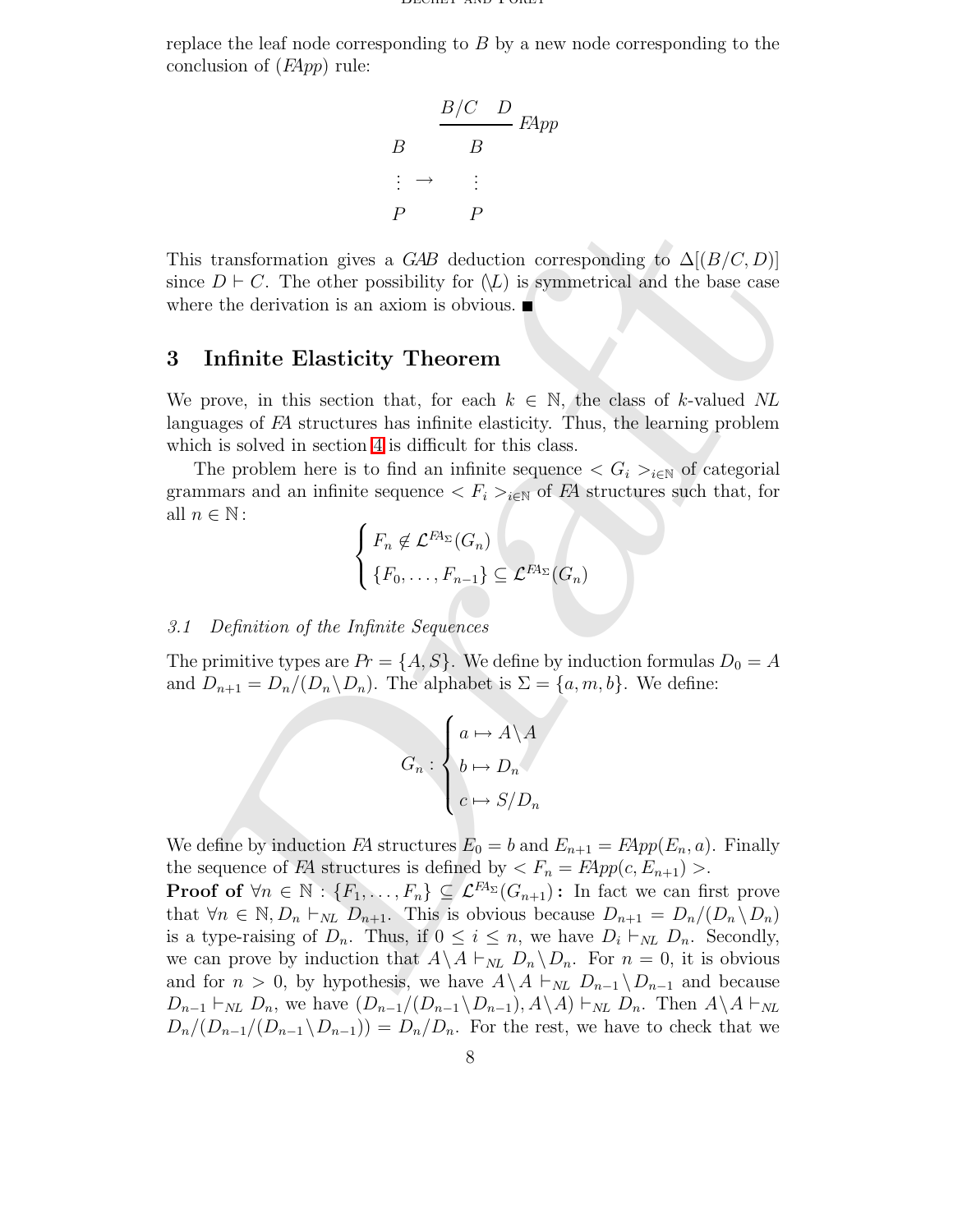replace the leaf node corresponding to $B$ by a new node corresponding to the conclusion of (*FApp*) rule:

$$
\begin{array}{ccc}
 & & \dfrac{B/C \quad D}{B}\ \textit{FApp} \\
B & & \\
\vdots & \rightarrow & \vdots \\
P & & P
\end{array}
$$

This transformation gives a *GAB* deduction corresponding to $\Delta[(B/C, D)]$ since $D \vdash C$. The other possibility for ($\backslash L$) is symmetrical and the base case where the derivation is an axiom is obvious. ∎

## 3 Infinite Elasticity Theorem

We prove, in this section that, for each $k \in \mathbb{N}$, the class of $k$-valued *NL* languages of *FA* structures has infinite elasticity. Thus, the learning problem which is solved in section 4 is difficult for this class.

The problem here is to find an infinite sequence $< G_i >_{i \in \mathbb{N}}$ of categorial grammars and an infinite sequence $< F_i >_{i \in \mathbb{N}}$ of *FA* structures such that, for all $n \in \mathbb{N}$:

$$
\begin{cases}
F_n \notin \mathcal{L}^{FA_\Sigma}(G_n) \\
\{F_0, \dots, F_{n-1}\} \subseteq \mathcal{L}^{FA_\Sigma}(G_n)
\end{cases}
$$

### 3.1 Definition of the Infinite Sequences

The primitive types are $Pr = \{A, S\}$. We define by induction formulas $D_0 = A$ and $D_{n+1} = D_n / (D_n \backslash D_n)$. The alphabet is $\Sigma = \{a, m, b\}$. We define:

$$
G_n : \begin{cases}
a \mapsto A \backslash A \\
b \mapsto D_n \\
c \mapsto S / D_n
\end{cases}
$$

We define by induction *FA* structures $E_0 = b$ and $E_{n+1} = FApp(E_n, a)$. Finally the sequence of *FA* structures is defined by $< F_n = FApp(c, E_{n+1}) >$.

**Proof of $\forall n \in \mathbb{N} : \{F_1, \dots, F_n\} \subseteq \mathcal{L}^{FA_\Sigma}(G_{n+1})$:** In fact we can first prove that $\forall n \in \mathbb{N}, D_n \vdash_{NL} D_{n+1}$. This is obvious because $D_{n+1} = D_n / (D_n \backslash D_n)$ is a type-raising of $D_n$. Thus, if $0 \leq i \leq n$, we have $D_i \vdash_{NL} D_n$. Secondly, we can prove by induction that $A \backslash A \vdash_{NL} D_n \backslash D_n$. For $n = 0$, it is obvious and for $n > 0$, by hypothesis, we have $A \backslash A \vdash_{NL} D_{n-1} \backslash D_{n-1}$ and because $D_{n-1} \vdash_{NL} D_n$, we have $(D_{n-1} / (D_{n-1} \backslash D_{n-1}), A \backslash A) \vdash_{NL} D_n$. Then $A \backslash A \vdash_{NL} D_n / (D_{n-1} / (D_{n-1} \backslash D_{n-1})) = D_n / D_n$. For the rest, we have to check that we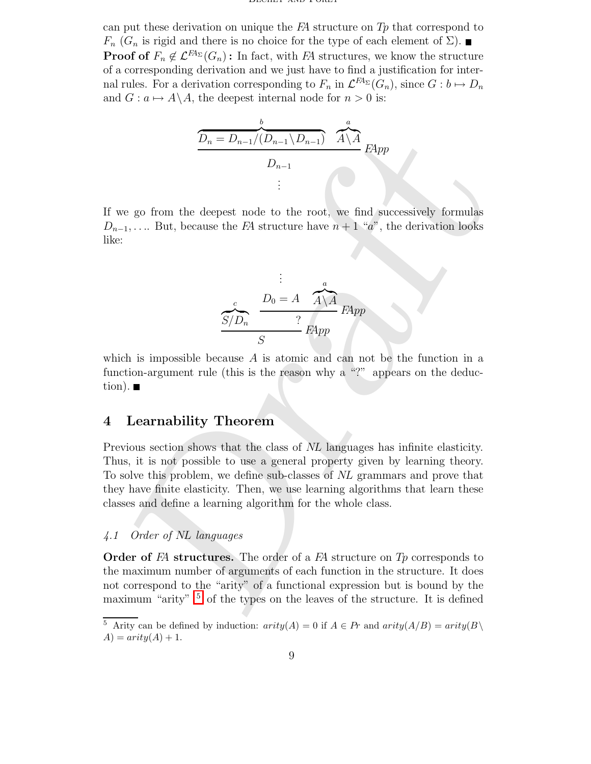can put these derivation on unique the *FA* structure on *Tp* that correspond to $F_n$ ($G_n$ is rigid and there is no choice for the type of each element of $\Sigma$). ■

**Proof of $F_n \notin \mathcal{L}^{FA_\Sigma}(G_n)$:** In fact, with *FA* structures, we know the structure of a corresponding derivation and we just have to find a justification for internal rules. For a derivation corresponding to $F_n$ in $\mathcal{L}^{FA_\Sigma}(G_n)$, since $G : b \mapsto D_n$ and $G : a \mapsto A\backslash A$, the deepest internal node for $n > 0$ is:

$$\cfrac{\overbrace{D_n = D_{n-1}/(D_{n-1}\backslash D_{n-1})}^{b} \quad \overbrace{A\backslash A}^{a}}{\begin{array}{c} D_{n-1} \\ \vdots \end{array}} \; FApp$$

If we go from the deepest node to the root, we find successively formulas $D_{n-1}, \ldots$. But, because the *FA* structure have $n+1$ "$a$", the derivation looks like:

$$\cfrac{\overbrace{S/D_n}^{c} \quad \cfrac{\begin{array}{c}\vdots \\ D_0 = A\end{array} \quad \overbrace{A\backslash A}^{a}}{?} \; FApp}{S} \; FApp$$

which is impossible because $A$ is atomic and can not be the function in a function-argument rule (this is the reason why a "?" appears on the deduction). ■

## 4 Learnability Theorem

Previous section shows that the class of *NL* languages has infinite elasticity. Thus, it is not possible to use a general property given by learning theory. To solve this problem, we define sub-classes of *NL* grammars and prove that they have finite elasticity. Then, we use learning algorithms that learn these classes and define a learning algorithm for the whole class.

### *4.1 Order of NL languages*

**Order of *FA* structures.** The order of a *FA* structure on *Tp* corresponds to the maximum number of arguments of each function in the structure. It does not correspond to the "arity" of a functional expression but is bound by the maximum "arity" [5] of the types on the leaves of the structure. It is defined

[5] Arity can be defined by induction: $arity(A) = 0$ if $A \in Pr$ and $arity(A/B) = arity(B\backslash A) = arity(A) + 1$.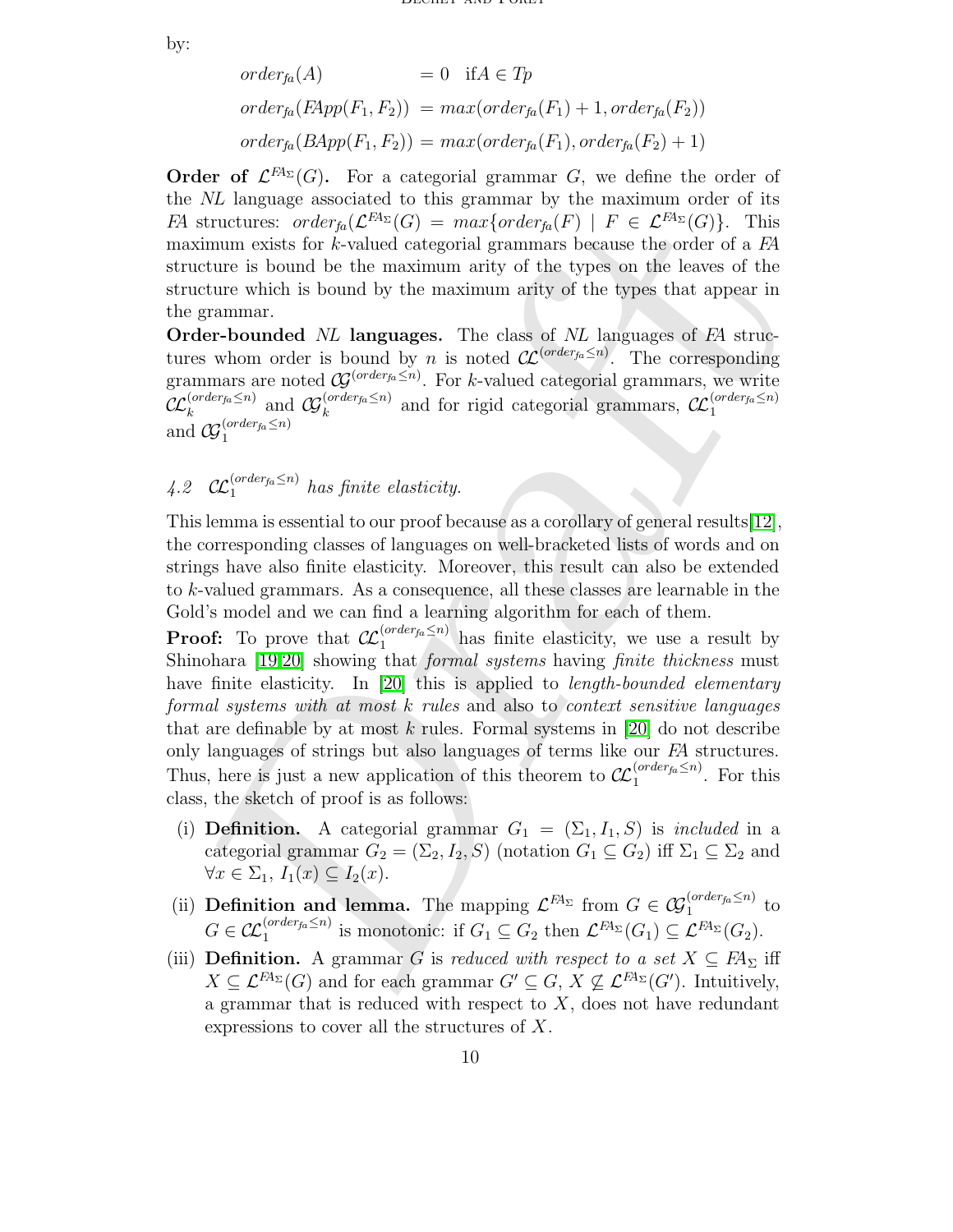by:

$$
\begin{aligned}
order_{fa}(A) &= 0 \quad \text{if} A \in Tp \\
order_{fa}(FApp(F_1, F_2)) &= max(order_{fa}(F_1) + 1, order_{fa}(F_2)) \\
order_{fa}(BApp(F_1, F_2)) &= max(order_{fa}(F_1), order_{fa}(F_2) + 1)
\end{aligned}
$$

**Order of $\mathcal{L}^{FA_\Sigma}(G)$.** For a categorial grammar $G$, we define the order of the *NL* language associated to this grammar by the maximum order of its *FA* structures: $order_{fa}(\mathcal{L}^{FA_\Sigma}(G) = max\{order_{fa}(F) \mid F \in \mathcal{L}^{FA_\Sigma}(G)\}$. This maximum exists for $k$-valued categorial grammars because the order of a *FA* structure is bound be the maximum arity of the types on the leaves of the structure which is bound by the maximum arity of the types that appear in the grammar.

**Order-bounded *NL* languages.** The class of *NL* languages of *FA* structures whom order is bound by $n$ is noted $\mathcal{CL}^{(order_{fa} \leq n)}$. The corresponding grammars are noted $\mathcal{CG}^{(order_{fa} \leq n)}$. For $k$-valued categorial grammars, we write $\mathcal{CL}_k^{(order_{fa} \leq n)}$ and $\mathcal{CG}_k^{(order_{fa} \leq n)}$ and for rigid categorial grammars, $\mathcal{CL}_1^{(order_{fa} \leq n)}$ and $\mathcal{CG}_1^{(order_{fa} \leq n)}$

### 4.2 $\mathcal{CL}_1^{(order_{fa} \leq n)}$ *has finite elasticity.*

This lemma is essential to our proof because as a corollary of general results[12], the corresponding classes of languages on well-bracketed lists of words and on strings have also finite elasticity. Moreover, this result can also be extended to $k$-valued grammars. As a consequence, all these classes are learnable in the Gold's model and we can find a learning algorithm for each of them.

**Proof:** To prove that $\mathcal{CL}_1^{(order_{fa} \leq n)}$ has finite elasticity, we use a result by Shinohara [19,20] showing that *formal systems* having *finite thickness* must have finite elasticity. In [20] this is applied to *length-bounded elementary formal systems with at most k rules* and also to *context sensitive languages* that are definable by at most $k$ rules. Formal systems in [20] do not describe only languages of strings but also languages of terms like our *FA* structures. Thus, here is just a new application of this theorem to $\mathcal{CL}_1^{(order_{fa} \leq n)}$. For this class, the sketch of proof is as follows:

(i) **Definition.** A categorial grammar $G_1 = (\Sigma_1, I_1, S)$ is *included* in a categorial grammar $G_2 = (\Sigma_2, I_2, S)$ (notation $G_1 \subseteq G_2$) iff $\Sigma_1 \subseteq \Sigma_2$ and $\forall x \in \Sigma_1$, $I_1(x) \subseteq I_2(x)$.

(ii) **Definition and lemma.** The mapping $\mathcal{L}^{FA_\Sigma}$ from $G \in \mathcal{CG}_1^{(order_{fa} \leq n)}$ to $G \in \mathcal{CL}_1^{(order_{fa} \leq n)}$ is monotonic: if $G_1 \subseteq G_2$ then $\mathcal{L}^{FA_\Sigma}(G_1) \subseteq \mathcal{L}^{FA_\Sigma}(G_2)$.

(iii) **Definition.** A grammar $G$ is *reduced with respect to a set* $X \subseteq FA_\Sigma$ iff $X \subseteq \mathcal{L}^{FA_\Sigma}(G)$ and for each grammar $G' \subseteq G$, $X \not\subseteq \mathcal{L}^{FA_\Sigma}(G')$. Intuitively, a grammar that is reduced with respect to $X$, does not have redundant expressions to cover all the structures of $X$.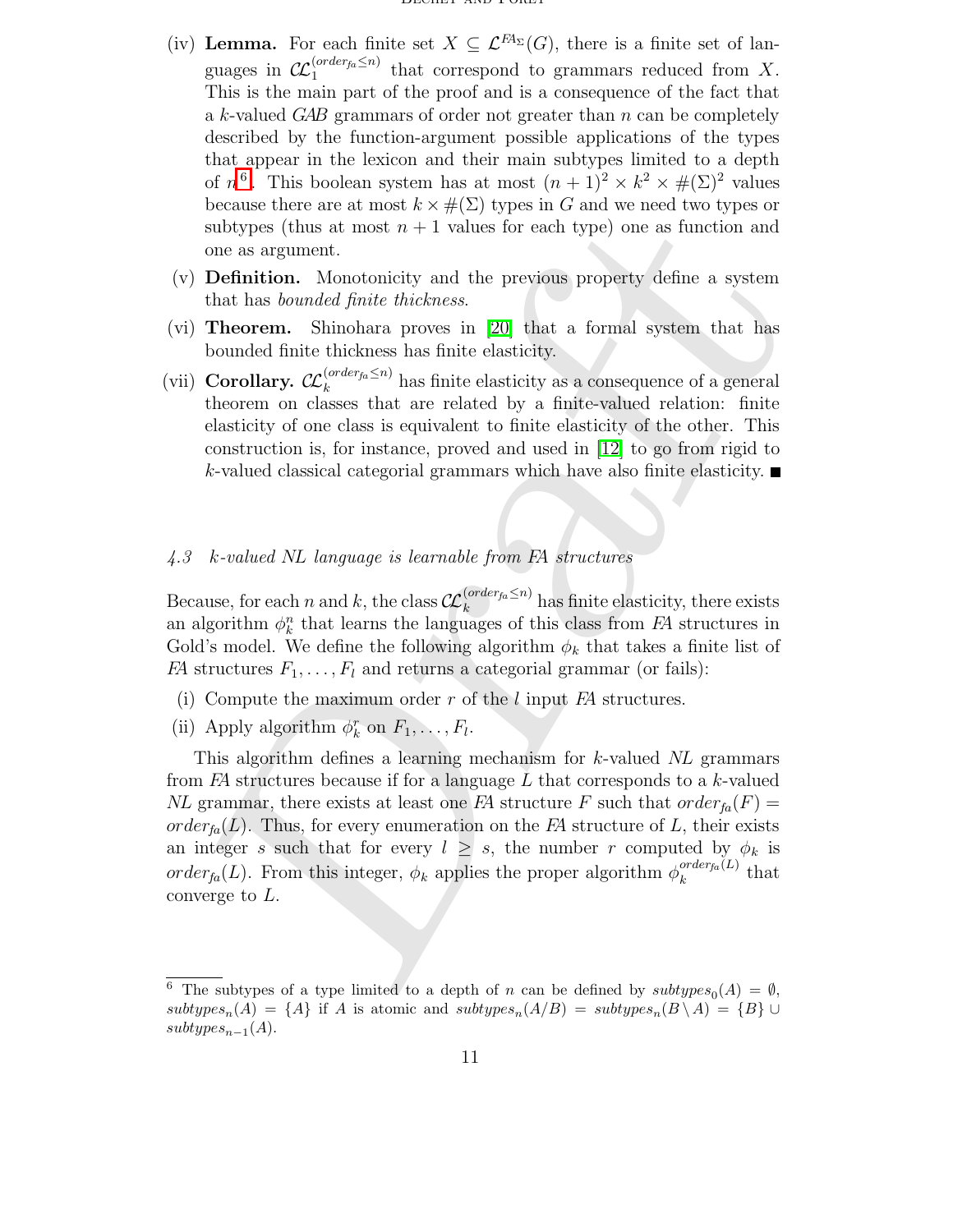(iv) **Lemma.** For each finite set $X \subseteq \mathcal{L}^{FA_\Sigma}(G)$, there is a finite set of languages in $\mathcal{CL}_1^{(order_{fa} \leq n)}$ that correspond to grammars reduced from $X$. This is the main part of the proof and is a consequence of the fact that a $k$-valued *GAB* grammars of order not greater than $n$ can be completely described by the function-argument possible applications of the types that appear in the lexicon and their main subtypes limited to a depth of $n$[6]. This boolean system has at most $(n+1)^2 \times k^2 \times \#(\Sigma)^2$ values because there are at most $k \times \#(\Sigma)$ types in $G$ and we need two types or subtypes (thus at most $n+1$ values for each type) one as function and one as argument.

(v) **Definition.** Monotonicity and the previous property define a system that has *bounded finite thickness*.

(vi) **Theorem.** Shinohara proves in [20] that a formal system that has bounded finite thickness has finite elasticity.

(vii) **Corollary.** $\mathcal{CL}_k^{(order_{fa} \leq n)}$ has finite elasticity as a consequence of a general theorem on classes that are related by a finite-valued relation: finite elasticity of one class is equivalent to finite elasticity of the other. This construction is, for instance, proved and used in [12] to go from rigid to $k$-valued classical categorial grammars which have also finite elasticity. ■

### *4.3 k-valued NL language is learnable from FA structures*

Because, for each $n$ and $k$, the class $\mathcal{CL}_k^{(order_{fa} \leq n)}$ has finite elasticity, there exists an algorithm $\phi_k^n$ that learns the languages of this class from *FA* structures in Gold's model. We define the following algorithm $\phi_k$ that takes a finite list of *FA* structures $F_1, \ldots, F_l$ and returns a categorial grammar (or fails):

(i) Compute the maximum order $r$ of the $l$ input *FA* structures.

(ii) Apply algorithm $\phi_k^r$ on $F_1, \ldots, F_l$.

This algorithm defines a learning mechanism for $k$-valued *NL* grammars from *FA* structures because if for a language $L$ that corresponds to a $k$-valued *NL* grammar, there exists at least one *FA* structure $F$ such that $order_{fa}(F) = order_{fa}(L)$. Thus, for every enumeration on the *FA* structure of $L$, their exists an integer $s$ such that for every $l \geq s$, the number $r$ computed by $\phi_k$ is $order_{fa}(L)$. From this integer, $\phi_k$ applies the proper algorithm $\phi_k^{order_{fa}(L)}$ that converge to $L$.

---

[6] The subtypes of a type limited to a depth of $n$ can be defined by $subtypes_0(A) = \emptyset$, $subtypes_n(A) = \{A\}$ if $A$ is atomic and $subtypes_n(A/B) = subtypes_n(B \setminus A) = \{B\} \cup subtypes_{n-1}(A)$.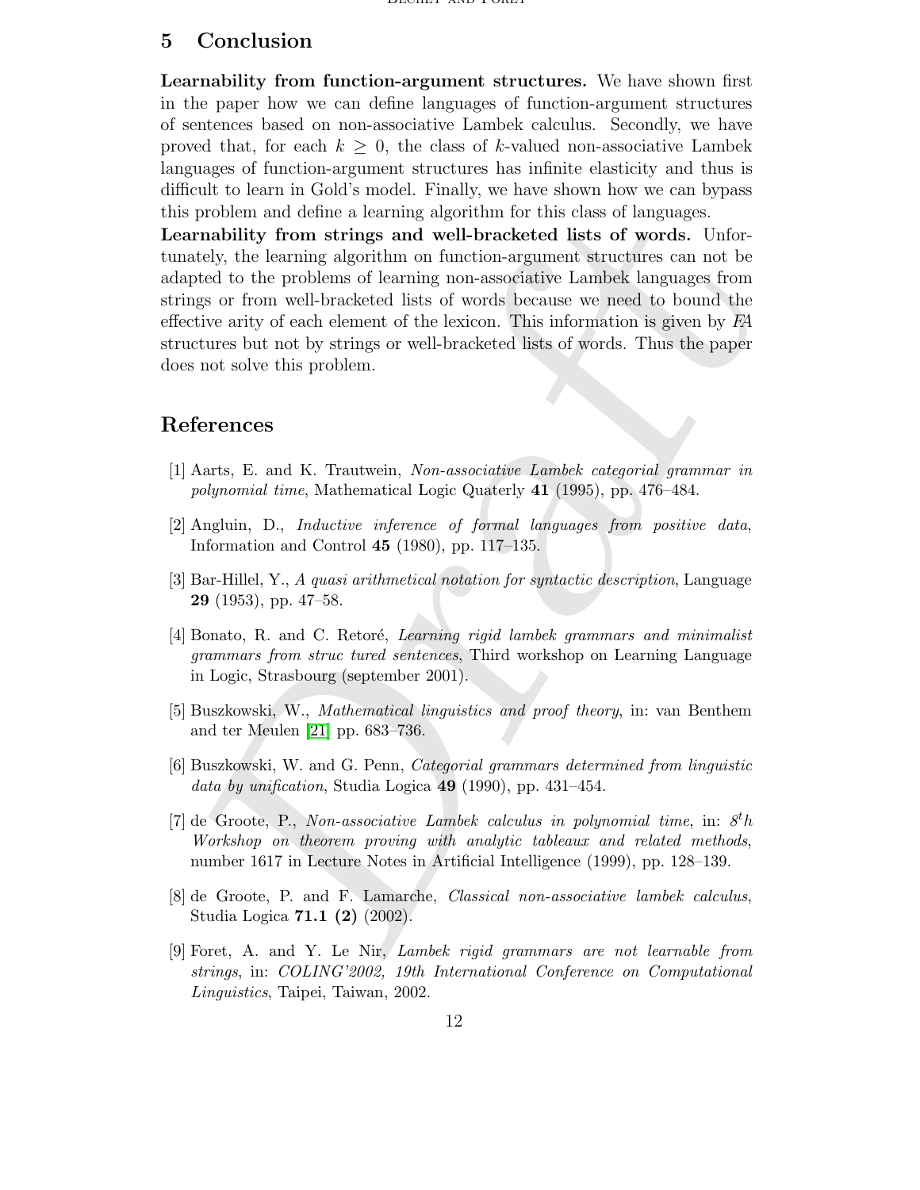## 5 Conclusion

**Learnability from function-argument structures.** We have shown first in the paper how we can define languages of function-argument structures of sentences based on non-associative Lambek calculus. Secondly, we have proved that, for each $k \geq 0$, the class of $k$-valued non-associative Lambek languages of function-argument structures has infinite elasticity and thus is difficult to learn in Gold's model. Finally, we have shown how we can bypass this problem and define a learning algorithm for this class of languages.

**Learnability from strings and well-bracketed lists of words.** Unfortunately, the learning algorithm on function-argument structures can not be adapted to the problems of learning non-associative Lambek languages from strings or from well-bracketed lists of words because we need to bound the effective arity of each element of the lexicon. This information is given by *FA* structures but not by strings or well-bracketed lists of words. Thus the paper does not solve this problem.

## References

[1] Aarts, E. and K. Trautwein, *Non-associative Lambek categorial grammar in polynomial time*, Mathematical Logic Quaterly **41** (1995), pp. 476–484.

[2] Angluin, D., *Inductive inference of formal languages from positive data*, Information and Control **45** (1980), pp. 117–135.

[3] Bar-Hillel, Y., *A quasi arithmetical notation for syntactic description*, Language **29** (1953), pp. 47–58.

[4] Bonato, R. and C. Retoré, *Learning rigid lambek grammars and minimalist grammars from struc tured sentences*, Third workshop on Learning Language in Logic, Strasbourg (september 2001).

[5] Buszkowski, W., *Mathematical linguistics and proof theory*, in: van Benthem and ter Meulen [21] pp. 683–736.

[6] Buszkowski, W. and G. Penn, *Categorial grammars determined from linguistic data by unification*, Studia Logica **49** (1990), pp. 431–454.

[7] de Groote, P., *Non-associative Lambek calculus in polynomial time*, in: *$8^th$ Workshop on theorem proving with analytic tableaux and related methods*, number 1617 in Lecture Notes in Artificial Intelligence (1999), pp. 128–139.

[8] de Groote, P. and F. Lamarche, *Classical non-associative lambek calculus*, Studia Logica **71.1 (2)** (2002).

[9] Foret, A. and Y. Le Nir, *Lambek rigid grammars are not learnable from strings*, in: *COLING'2002, 19th International Conference on Computational Linguistics*, Taipei, Taiwan, 2002.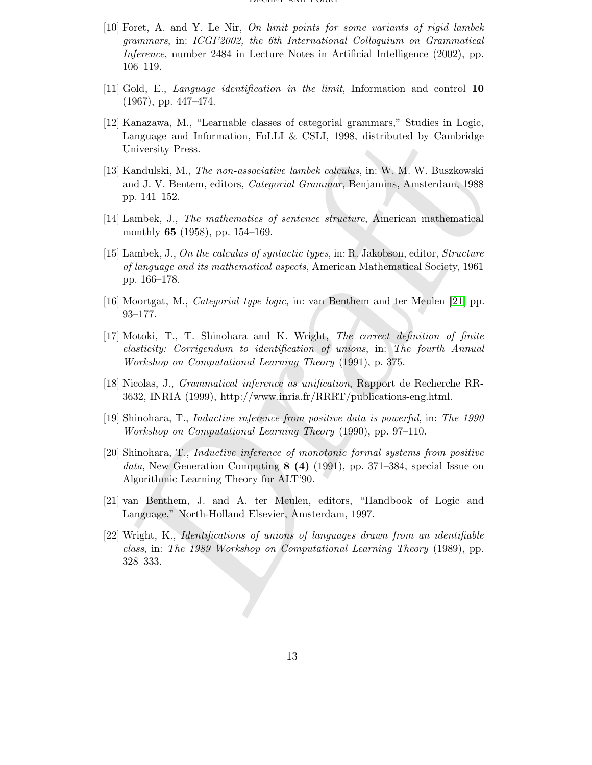[10] Foret, A. and Y. Le Nir, *On limit points for some variants of rigid lambek grammars*, in: *ICGI'2002, the 6th International Colloquium on Grammatical Inference*, number 2484 in Lecture Notes in Artificial Intelligence (2002), pp. 106–119.

[11] Gold, E., *Language identification in the limit*, Information and control **10** (1967), pp. 447–474.

[12] Kanazawa, M., "Learnable classes of categorial grammars," Studies in Logic, Language and Information, FoLLI & CSLI, 1998, distributed by Cambridge University Press.

[13] Kandulski, M., *The non-associative lambek calculus*, in: W. M. W. Buszkowski and J. V. Bentem, editors, *Categorial Grammar*, Benjamins, Amsterdam, 1988 pp. 141–152.

[14] Lambek, J., *The mathematics of sentence structure*, American mathematical monthly **65** (1958), pp. 154–169.

[15] Lambek, J., *On the calculus of syntactic types*, in: R. Jakobson, editor, *Structure of language and its mathematical aspects*, American Mathematical Society, 1961 pp. 166–178.

[16] Moortgat, M., *Categorial type logic*, in: van Benthem and ter Meulen [21] pp. 93–177.

[17] Motoki, T., T. Shinohara and K. Wright, *The correct definition of finite elasticity: Corrigendum to identification of unions*, in: *The fourth Annual Workshop on Computational Learning Theory* (1991), p. 375.

[18] Nicolas, J., *Grammatical inference as unification*, Rapport de Recherche RR-3632, INRIA (1999), http://www.inria.fr/RRRT/publications-eng.html.

[19] Shinohara, T., *Inductive inference from positive data is powerful*, in: *The 1990 Workshop on Computational Learning Theory* (1990), pp. 97–110.

[20] Shinohara, T., *Inductive inference of monotonic formal systems from positive data*, New Generation Computing **8 (4)** (1991), pp. 371–384, special Issue on Algorithmic Learning Theory for ALT'90.

[21] van Benthem, J. and A. ter Meulen, editors, "Handbook of Logic and Language," North-Holland Elsevier, Amsterdam, 1997.

[22] Wright, K., *Identifications of unions of languages drawn from an identifiable class*, in: *The 1989 Workshop on Computational Learning Theory* (1989), pp. 328–333.